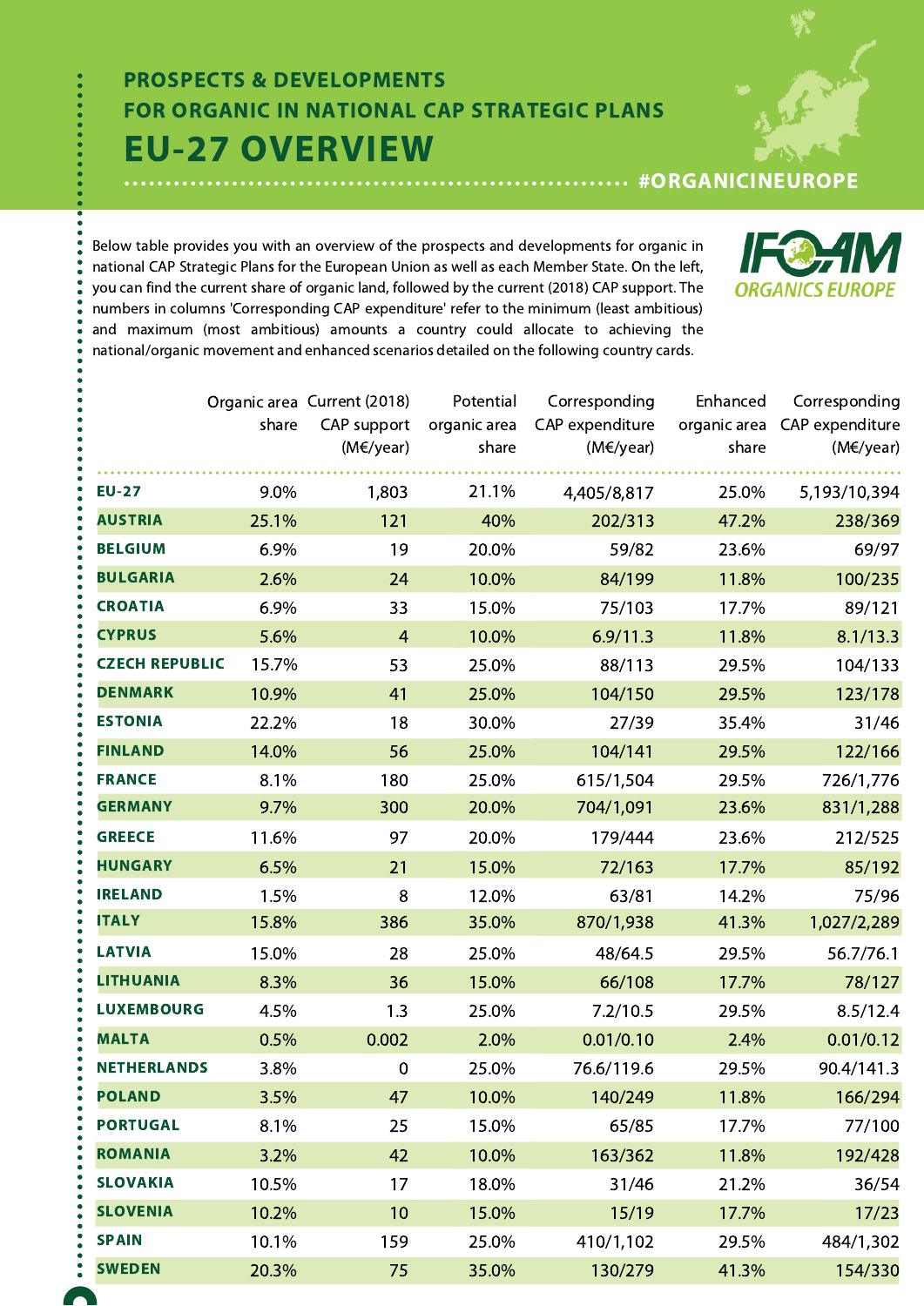## PROSPECTS & DEVELOPMENTS FOR ORGANIC IN NATIONAL CAP STRATEGIC PLANS

# EU-27 OVERVIEW

#ORGANICINEUROPE

Below table provides you with an overview of the prospects and developments for organic in national CAP Strategic Plans for the European Union as well as each Member State. On the left, you can find the current share of organic land, followed by the current (2018) CAP support. The numbers in columns 'Corresponding CAP expenditure' refer to the minimum (least ambitious) and maximum (most ambitious) amounts a country could allocate to achieving the national/organic movement and enhanced scenarios detailed on the following country cards.

| | Organic area share | Current (2018) CAP support (M€/year) | Potential organic area share | Corresponding CAP expenditure (M€/year) | Enhanced organic area share | Corresponding CAP expenditure (M€/year) |
|---|---|---|---|---|---|---|
| **EU-27** | 9.0% | 1,803 | 21.1% | 4,405/8,817 | 25.0% | 5,193/10,394 |
| **AUSTRIA** | 25.1% | 121 | 40% | 202/313 | 47.2% | 238/369 |
| **BELGIUM** | 6.9% | 19 | 20.0% | 59/82 | 23.6% | 69/97 |
| **BULGARIA** | 2.6% | 24 | 10.0% | 84/199 | 11.8% | 100/235 |
| **CROATIA** | 6.9% | 33 | 15.0% | 75/103 | 17.7% | 89/121 |
| **CYPRUS** | 5.6% | 4 | 10.0% | 6.9/11.3 | 11.8% | 8.1/13.3 |
| **CZECH REPUBLIC** | 15.7% | 53 | 25.0% | 88/113 | 29.5% | 104/133 |
| **DENMARK** | 10.9% | 41 | 25.0% | 104/150 | 29.5% | 123/178 |
| **ESTONIA** | 22.2% | 18 | 30.0% | 27/39 | 35.4% | 31/46 |
| **FINLAND** | 14.0% | 56 | 25.0% | 104/141 | 29.5% | 122/166 |
| **FRANCE** | 8.1% | 180 | 25.0% | 615/1,504 | 29.5% | 726/1,776 |
| **GERMANY** | 9.7% | 300 | 20.0% | 704/1,091 | 23.6% | 831/1,288 |
| **GREECE** | 11.6% | 97 | 20.0% | 179/444 | 23.6% | 212/525 |
| **HUNGARY** | 6.5% | 21 | 15.0% | 72/163 | 17.7% | 85/192 |
| **IRELAND** | 1.5% | 8 | 12.0% | 63/81 | 14.2% | 75/96 |
| **ITALY** | 15.8% | 386 | 35.0% | 870/1,938 | 41.3% | 1,027/2,289 |
| **LATVIA** | 15.0% | 28 | 25.0% | 48/64.5 | 29.5% | 56.7/76.1 |
| **LITHUANIA** | 8.3% | 36 | 15.0% | 66/108 | 17.7% | 78/127 |
| **LUXEMBOURG** | 4.5% | 1.3 | 25.0% | 7.2/10.5 | 29.5% | 8.5/12.4 |
| **MALTA** | 0.5% | 0.002 | 2.0% | 0.01/0.10 | 2.4% | 0.01/0.12 |
| **NETHERLANDS** | 3.8% | 0 | 25.0% | 76.6/119.6 | 29.5% | 90.4/141.3 |
| **POLAND** | 3.5% | 47 | 10.0% | 140/249 | 11.8% | 166/294 |
| **PORTUGAL** | 8.1% | 25 | 15.0% | 65/85 | 17.7% | 77/100 |
| **ROMANIA** | 3.2% | 42 | 10.0% | 163/362 | 11.8% | 192/428 |
| **SLOVAKIA** | 10.5% | 17 | 18.0% | 31/46 | 21.2% | 36/54 |
| **SLOVENIA** | 10.2% | 10 | 15.0% | 15/19 | 17.7% | 17/23 |
| **SPAIN** | 10.1% | 159 | 25.0% | 410/1,102 | 29.5% | 484/1,302 |
| **SWEDEN** | 20.3% | 75 | 35.0% | 130/279 | 41.3% | 154/330 |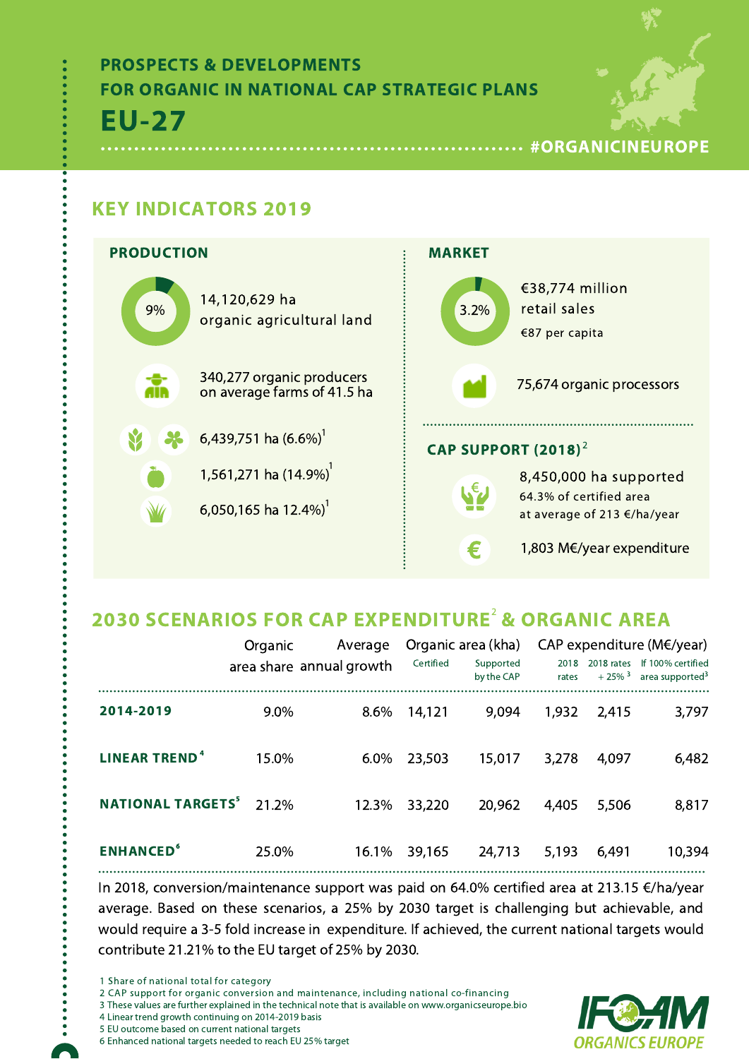# PROSPECTS & DEVELOPMENTS FOR ORGANIC IN NATIONAL CAP STRATEGIC PLANS

# EU-27

#ORGANICINEUROPE

## KEY INDICATORS 2019

### PRODUCTION

9%

14,120,629 ha organic agricultural land

340,277 organic producers on average farms of 41.5 ha

6,439,751 ha (6.6%)[1]

1,561,271 ha (14.9%)[1]

6,050,165 ha 12.4%)[1]

### MARKET

3.2%

€38,774 million retail sales

€87 per capita

75,674 organic processors

### CAP SUPPORT (2018)[2]

8,450,000 ha supported

64.3% of certified area at average of 213 €/ha/year

1,803 M€/year expenditure

## 2030 SCENARIOS FOR CAP EXPENDITURE[2] & ORGANIC AREA

| | Organic area share | Average annual growth | Organic area (kha) | | CAP expenditure (M€/year) | | |
|---|---|---|---|---|---|---|---|
| | | | Certified | Supported by the CAP | 2018 rates | 2018 rates + 25% [3] | If 100% certified area supported[3] |
| **2014-2019** | 9.0% | 8.6% | 14,121 | 9,094 | 1,932 | 2,415 | 3,797 |
| **LINEAR TREND**[4] | 15.0% | 6.0% | 23,503 | 15,017 | 3,278 | 4,097 | 6,482 |
| **NATIONAL TARGETS**[5] | 21.2% | 12.3% | 33,220 | 20,962 | 4,405 | 5,506 | 8,817 |
| **ENHANCED**[6] | 25.0% | 16.1% | 39,165 | 24,713 | 5,193 | 6,491 | 10,394 |

In 2018, conversion/maintenance support was paid on 64.0% certified area at 213.15 €/ha/year average. Based on these scenarios, a 25% by 2030 target is challenging but achievable, and would require a 3-5 fold increase in expenditure. If achieved, the current national targets would contribute 21.21% to the EU target of 25% by 2030.

1 Share of national total for category
2 CAP support for organic conversion and maintenance, including national co-financing
3 These values are further explained in the technical note that is available on www.organicseurope.bio
4 Linear trend growth continuing on 2014-2019 basis
5 EU outcome based on current national targets
6 Enhanced national targets needed to reach EU 25% target

IFOAM ORGANICS EUROPE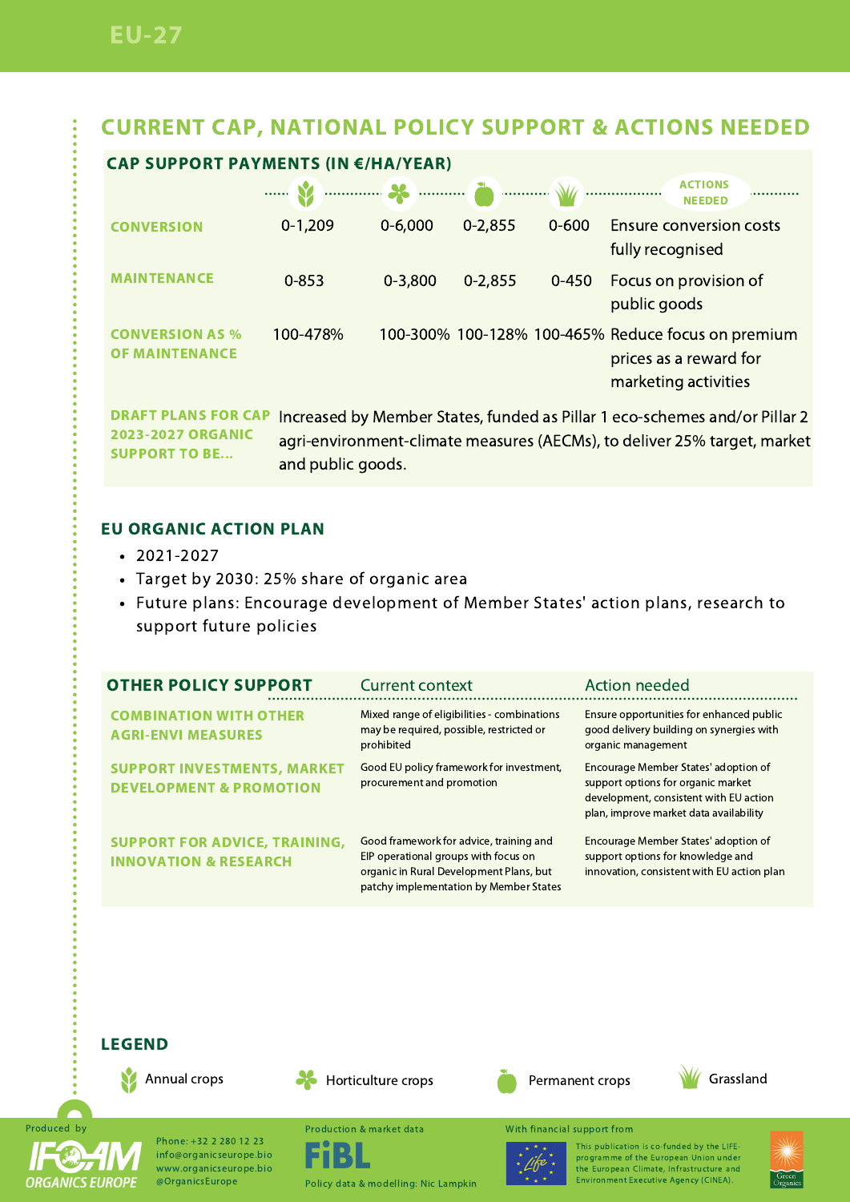# EU-27

## CURRENT CAP, NATIONAL POLICY SUPPORT & ACTIONS NEEDED

### CAP SUPPORT PAYMENTS (IN €/HA/YEAR)

| | Annual crops | Horticulture crops | Permanent crops | Grassland | ACTIONS NEEDED |
|---|---|---|---|---|---|
| CONVERSION | 0-1,209 | 0-6,000 | 0-2,855 | 0-600 | Ensure conversion costs fully recognised |
| MAINTENANCE | 0-853 | 0-3,800 | 0-2,855 | 0-450 | Focus on provision of public goods |
| CONVERSION AS % OF MAINTENANCE | 100-478% | 100-300% | 100-128% | 100-465% | Reduce focus on premium prices as a reward for marketing activities |

**DRAFT PLANS FOR CAP 2023-2027 ORGANIC SUPPORT TO BE...** Increased by Member States, funded as Pillar 1 eco-schemes and/or Pillar 2 agri-environment-climate measures (AECMs), to deliver 25% target, market and public goods.

### EU ORGANIC ACTION PLAN

- 2021-2027
- Target by 2030: 25% share of organic area
- Future plans: Encourage development of Member States' action plans, research to support future policies

### OTHER POLICY SUPPORT

| OTHER POLICY SUPPORT | Current context | Action needed |
|---|---|---|
| COMBINATION WITH OTHER AGRI-ENVI MEASURES | Mixed range of eligibilities - combinations may be required, possible, restricted or prohibited | Ensure opportunities for enhanced public good delivery building on synergies with organic management |
| SUPPORT INVESTMENTS, MARKET DEVELOPMENT & PROMOTION | Good EU policy framework for investment, procurement and promotion | Encourage Member States' adoption of support options for organic market development, consistent with EU action plan, improve market data availability |
| SUPPORT FOR ADVICE, TRAINING, INNOVATION & RESEARCH | Good framework for advice, training and EIP operational groups with focus on organic in Rural Development Plans, but patchy implementation by Member States | Encourage Member States' adoption of support options for knowledge and innovation, consistent with EU action plan |

### LEGEND

Annual crops — Horticulture crops — Permanent crops — Grassland

Produced by IFOAM Organics Europe
Phone: +32 2 280 12 23
info@organicseurope.bio
www.organicseurope.bio
@OrganicsEurope

Production & market data: FiBL
Policy data & modelling: Nic Lampkin

With financial support from
This publication is co-funded by the LIFE-programme of the European Union under the European Climate, Infrastructure and Environment Executive Agency (CINEA).